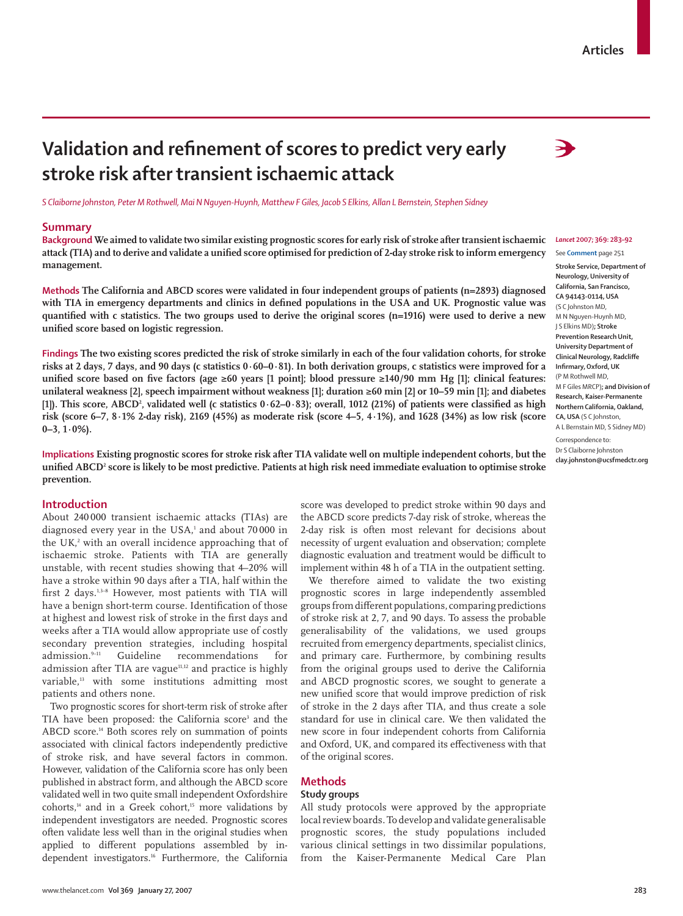# Validation and refinement of scores to predict very early stroke risk after transient ischaemic attack

*S Claiborne Johnston, Peter M Rothwell, Mai N Nguyen-Huynh, Matthew F Giles, Jacob S Elkins, Allan L Bernstein, Stephen Sidney*

## Summary

**Background** **We aimed to validate two similar existing prognostic scores for early risk of stroke after transient ischaemic attack (TIA) and to derive and validate a unified score optimised for prediction of 2-day stroke risk to inform emergency management.**

**Methods** **The California and ABCD scores were validated in four independent groups of patients (n=2893) diagnosed with TIA in emergency departments and clinics in defined populations in the USA and UK. Prognostic value was quantified with c statistics. The two groups used to derive the original scores (n=1916) were used to derive a new unified score based on logistic regression.**

**Findings** **The two existing scores predicted the risk of stroke similarly in each of the four validation cohorts, for stroke risks at 2 days, 7 days, and 90 days (c statistics 0·60–0·81). In both derivation groups, c statistics were improved for a unified score based on five factors (age ≥60 years [1 point]; blood pressure ≥140/90 mm Hg [1]; clinical features: unilateral weakness [2], speech impairment without weakness [1]; duration ≥60 min [2] or 10–59 min [1]; and diabetes [1]). This score, ABCD$^2$, validated well (c statistics 0·62–0·83); overall, 1012 (21%) of patients were classified as high risk (score 6–7, 8·1% 2-day risk), 2169 (45%) as moderate risk (score 4–5, 4·1%), and 1628 (34%) as low risk (score 0–3, 1·0%).**

**Implications** **Existing prognostic scores for stroke risk after TIA validate well on multiple independent cohorts, but the unified ABCD$^2$ score is likely to be most predictive. Patients at high risk need immediate evaluation to optimise stroke prevention.**

*Lancet* 2007; 369: 283–92

See **Comment** page 251

**Stroke Service, Department of Neurology, University of California, San Francisco, CA 94143-0114, USA** (S C Johnston MD, M N Nguyen-Huynh MD, J S Elkins MD)**; Stroke Prevention Research Unit, University Department of Clinical Neurology, Radcliffe Infirmary, Oxford, UK** (P M Rothwell MD, M F Giles MRCP)**; and Division of Research, Kaiser-Permanente Northern California, Oakland, CA, USA** (S C Johnston, A L Bernstein MD, S Sidney MD)

Correspondence to: Dr S Claiborne Johnston **clay.johnston@ucsfmedctr.org**

## Introduction

About 240 000 transient ischaemic attacks (TIAs) are diagnosed every year in the USA,[1] and about 70 000 in the UK,[2] with an overall incidence approaching that of ischaemic stroke. Patients with TIA are generally unstable, with recent studies showing that 4–20% will have a stroke within 90 days after a TIA, half within the first 2 days.[1,3–8] However, most patients with TIA will have a benign short-term course. Identification of those at highest and lowest risk of stroke in the first days and weeks after a TIA would allow appropriate use of costly secondary prevention strategies, including hospital admission.[9–11] Guideline recommendations for admission after TIA are vague[11,12] and practice is highly variable,[13] with some institutions admitting most patients and others none.

Two prognostic scores for short-term risk of stroke after TIA have been proposed: the California score[3] and the ABCD score.[14] Both scores rely on summation of points associated with clinical factors independently predictive of stroke risk, and have several factors in common. However, validation of the California score has only been published in abstract form, and although the ABCD score validated well in two quite small independent Oxfordshire cohorts,[14] and in a Greek cohort,[15] more validations by independent investigators are needed. Prognostic scores often validate less well than in the original studies when applied to different populations assembled by independent investigators.[16] Furthermore, the California score was developed to predict stroke within 90 days and the ABCD score predicts 7-day risk of stroke, whereas the 2-day risk is often most relevant for decisions about necessity of urgent evaluation and observation; complete diagnostic evaluation and treatment would be difficult to implement within 48 h of a TIA in the outpatient setting.

We therefore aimed to validate the two existing prognostic scores in large independently assembled groups from different populations, comparing predictions of stroke risk at 2, 7, and 90 days. To assess the probable generalisability of the validations, we used groups recruited from emergency departments, specialist clinics, and primary care. Furthermore, by combining results from the original groups used to derive the California and ABCD prognostic scores, we sought to generate a new unified score that would improve prediction of risk of stroke in the 2 days after TIA, and thus create a sole standard for use in clinical care. We then validated the new score in four independent cohorts from California and Oxford, UK, and compared its effectiveness with that of the original scores.

## Methods

### Study groups

All study protocols were approved by the appropriate local review boards. To develop and validate generalisable prognostic scores, the study populations included various clinical settings in two dissimilar populations, from the Kaiser-Permanente Medical Care Plan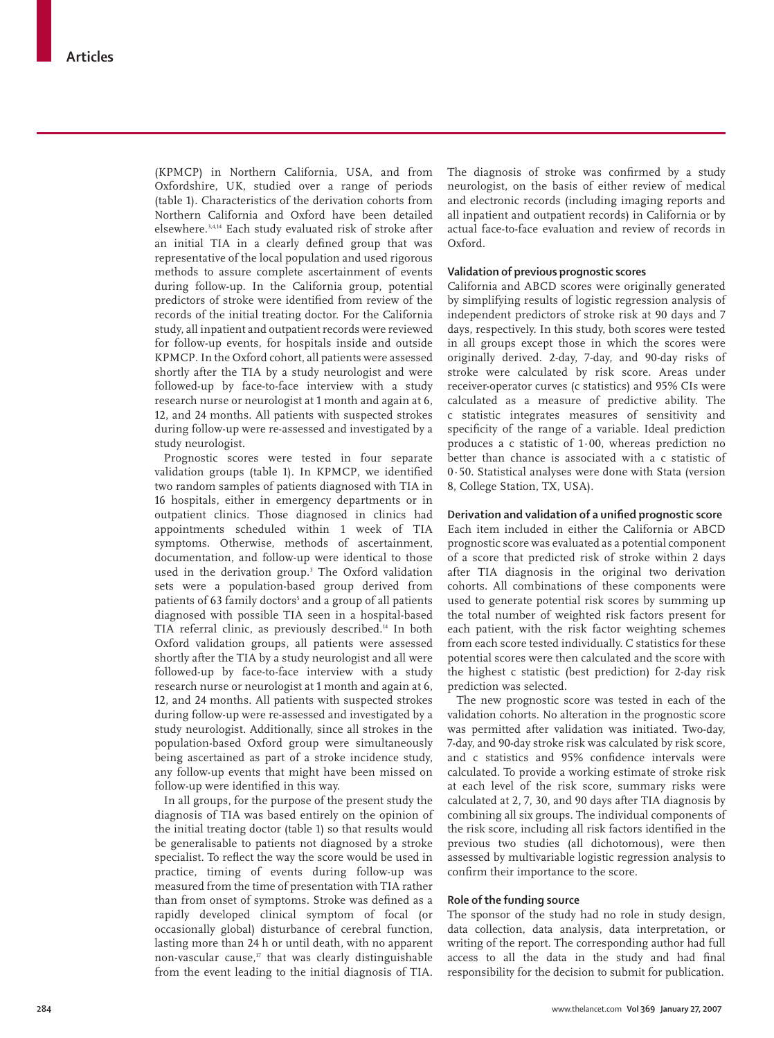(KPMCP) in Northern California, USA, and from Oxfordshire, UK, studied over a range of periods (table 1). Characteristics of the derivation cohorts from Northern California and Oxford have been detailed elsewhere.[3,4,14] Each study evaluated risk of stroke after an initial TIA in a clearly defined group that was representative of the local population and used rigorous methods to assure complete ascertainment of events during follow-up. In the California group, potential predictors of stroke were identified from review of the records of the initial treating doctor. For the California study, all inpatient and outpatient records were reviewed for follow-up events, for hospitals inside and outside KPMCP. In the Oxford cohort, all patients were assessed shortly after the TIA by a study neurologist and were followed-up by face-to-face interview with a study research nurse or neurologist at 1 month and again at 6, 12, and 24 months. All patients with suspected strokes during follow-up were re-assessed and investigated by a study neurologist.

Prognostic scores were tested in four separate validation groups (table 1). In KPMCP, we identified two random samples of patients diagnosed with TIA in 16 hospitals, either in emergency departments or in outpatient clinics. Those diagnosed in clinics had appointments scheduled within 1 week of TIA symptoms. Otherwise, methods of ascertainment, documentation, and follow-up were identical to those used in the derivation group.[3] The Oxford validation sets were a population-based group derived from patients of 63 family doctors[5] and a group of all patients diagnosed with possible TIA seen in a hospital-based TIA referral clinic, as previously described.[14] In both Oxford validation groups, all patients were assessed shortly after the TIA by a study neurologist and all were followed-up by face-to-face interview with a study research nurse or neurologist at 1 month and again at 6, 12, and 24 months. All patients with suspected strokes during follow-up were re-assessed and investigated by a study neurologist. Additionally, since all strokes in the population-based Oxford group were simultaneously being ascertained as part of a stroke incidence study, any follow-up events that might have been missed on follow-up were identified in this way.

In all groups, for the purpose of the present study the diagnosis of TIA was based entirely on the opinion of the initial treating doctor (table 1) so that results would be generalisable to patients not diagnosed by a stroke specialist. To reflect the way the score would be used in practice, timing of events during follow-up was measured from the time of presentation with TIA rather than from onset of symptoms. Stroke was defined as a rapidly developed clinical symptom of focal (or occasionally global) disturbance of cerebral function, lasting more than 24 h or until death, with no apparent non-vascular cause,[17] that was clearly distinguishable from the event leading to the initial diagnosis of TIA. The diagnosis of stroke was confirmed by a study neurologist, on the basis of either review of medical and electronic records (including imaging reports and all inpatient and outpatient records) in California or by actual face-to-face evaluation and review of records in Oxford.

### Validation of previous prognostic scores

California and ABCD scores were originally generated by simplifying results of logistic regression analysis of independent predictors of stroke risk at 90 days and 7 days, respectively. In this study, both scores were tested in all groups except those in which the scores were originally derived. 2-day, 7-day, and 90-day risks of stroke were calculated by risk score. Areas under receiver-operator curves (c statistics) and 95% CIs were calculated as a measure of predictive ability. The c statistic integrates measures of sensitivity and specificity of the range of a variable. Ideal prediction produces a c statistic of 1·00, whereas prediction no better than chance is associated with a c statistic of 0·50. Statistical analyses were done with Stata (version 8, College Station, TX, USA).

### Derivation and validation of a unified prognostic score

Each item included in either the California or ABCD prognostic score was evaluated as a potential component of a score that predicted risk of stroke within 2 days after TIA diagnosis in the original two derivation cohorts. All combinations of these components were used to generate potential risk scores by summing up the total number of weighted risk factors present for each patient, with the risk factor weighting schemes from each score tested individually. C statistics for these potential scores were then calculated and the score with the highest c statistic (best prediction) for 2-day risk prediction was selected.

The new prognostic score was tested in each of the validation cohorts. No alteration in the prognostic score was permitted after validation was initiated. Two-day, 7-day, and 90-day stroke risk was calculated by risk score, and c statistics and 95% confidence intervals were calculated. To provide a working estimate of stroke risk at each level of the risk score, summary risks were calculated at 2, 7, 30, and 90 days after TIA diagnosis by combining all six groups. The individual components of the risk score, including all risk factors identified in the previous two studies (all dichotomous), were then assessed by multivariable logistic regression analysis to confirm their importance to the score.

### Role of the funding source

The sponsor of the study had no role in study design, data collection, data analysis, data interpretation, or writing of the report. The corresponding author had full access to all the data in the study and had final responsibility for the decision to submit for publication.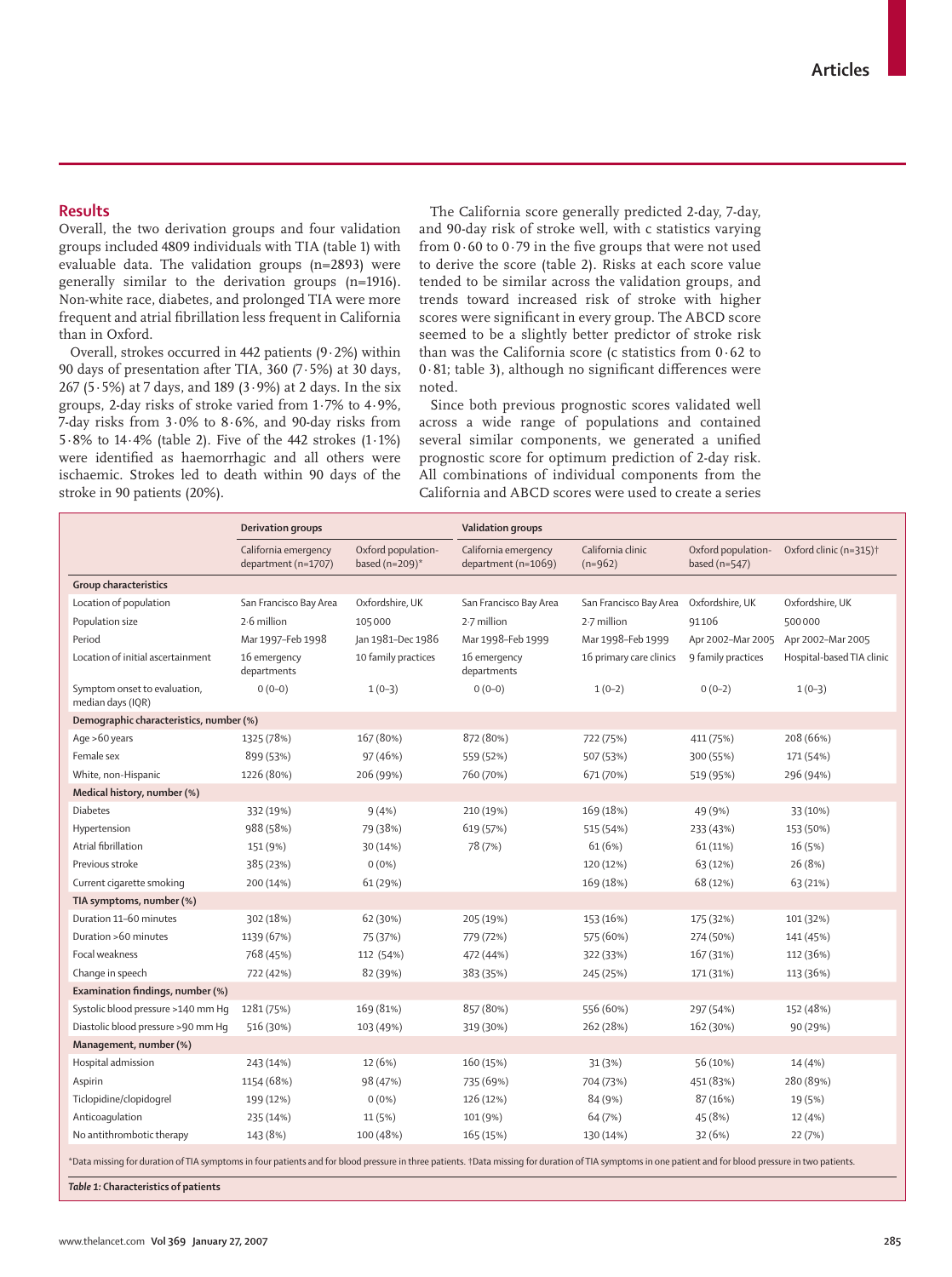## Results

Overall, the two derivation groups and four validation groups included 4809 individuals with TIA (table 1) with evaluable data. The validation groups (n=2893) were generally similar to the derivation groups (n=1916). Non-white race, diabetes, and prolonged TIA were more frequent and atrial fibrillation less frequent in California than in Oxford.

Overall, strokes occurred in 442 patients (9·2%) within 90 days of presentation after TIA, 360 (7·5%) at 30 days, 267 (5·5%) at 7 days, and 189 (3·9%) at 2 days. In the six groups, 2-day risks of stroke varied from 1·7% to 4·9%, 7-day risks from 3·0% to 8·6%, and 90-day risks from 5·8% to 14·4% (table 2). Five of the 442 strokes (1·1%) were identified as haemorrhagic and all others were ischaemic. Strokes led to death within 90 days of the stroke in 90 patients (20%).

The California score generally predicted 2-day, 7-day, and 90-day risk of stroke well, with c statistics varying from 0·60 to 0·79 in the five groups that were not used to derive the score (table 2). Risks at each score value tended to be similar across the validation groups, and trends toward increased risk of stroke with higher scores were significant in every group. The ABCD score seemed to be a slightly better predictor of stroke risk than was the California score (c statistics from 0·62 to 0·81; table 3), although no significant differences were noted.

Since both previous prognostic scores validated well across a wide range of populations and contained several similar components, we generated a unified prognostic score for optimum prediction of 2-day risk. All combinations of individual components from the California and ABCD scores were used to create a series

| | Derivation groups | | Validation groups | | | |
|---|---|---|---|---|---|---|
| | California emergency department (n=1707) | Oxford population-based (n=209)* | California emergency department (n=1069) | California clinic (n=962) | Oxford population-based (n=547) | Oxford clinic (n=315)† |
| **Group characteristics** | | | | | | |
| Location of population | San Francisco Bay Area | Oxfordshire, UK | San Francisco Bay Area | San Francisco Bay Area | Oxfordshire, UK | Oxfordshire, UK |
| Population size | 2·6 million | 105000 | 2·7 million | 2·7 million | 91106 | 500000 |
| Period | Mar 1997–Feb 1998 | Jan 1981–Dec 1986 | Mar 1998–Feb 1999 | Mar 1998–Feb 1999 | Apr 2002–Mar 2005 | Apr 2002–Mar 2005 |
| Location of initial ascertainment | 16 emergency departments | 10 family practices | 16 emergency departments | 16 primary care clinics | 9 family practices | Hospital-based TIA clinic |
| Symptom onset to evaluation, median days (IQR) | 0 (0–0) | 1 (0–3) | 0 (0–0) | 1 (0–2) | 0 (0–2) | 1 (0–3) |
| **Demographic characteristics, number (%)** | | | | | | |
| Age >60 years | 1325 (78%) | 167 (80%) | 872 (80%) | 722 (75%) | 411 (75%) | 208 (66%) |
| Female sex | 899 (53%) | 97 (46%) | 559 (52%) | 507 (53%) | 300 (55%) | 171 (54%) |
| White, non-Hispanic | 1226 (80%) | 206 (99%) | 760 (70%) | 671 (70%) | 519 (95%) | 296 (94%) |
| **Medical history, number (%)** | | | | | | |
| Diabetes | 332 (19%) | 9 (4%) | 210 (19%) | 169 (18%) | 49 (9%) | 33 (10%) |
| Hypertension | 988 (58%) | 79 (38%) | 619 (57%) | 515 (54%) | 233 (43%) | 153 (50%) |
| Atrial fibrillation | 151 (9%) | 30 (14%) | 78 (7%) | 61 (6%) | 61 (11%) | 16 (5%) |
| Previous stroke | 385 (23%) | 0 (0%) | | 120 (12%) | 63 (12%) | 26 (8%) |
| Current cigarette smoking | 200 (14%) | 61 (29%) | | 169 (18%) | 68 (12%) | 63 (21%) |
| **TIA symptoms, number (%)** | | | | | | |
| Duration 11–60 minutes | 302 (18%) | 62 (30%) | 205 (19%) | 153 (16%) | 175 (32%) | 101 (32%) |
| Duration >60 minutes | 1139 (67%) | 75 (37%) | 779 (72%) | 575 (60%) | 274 (50%) | 141 (45%) |
| Focal weakness | 768 (45%) | 112 (54%) | 472 (44%) | 322 (33%) | 167 (31%) | 112 (36%) |
| Change in speech | 722 (42%) | 82 (39%) | 383 (35%) | 245 (25%) | 171 (31%) | 113 (36%) |
| **Examination findings, number (%)** | | | | | | |
| Systolic blood pressure >140 mm Hg | 1281 (75%) | 169 (81%) | 857 (80%) | 556 (60%) | 297 (54%) | 152 (48%) |
| Diastolic blood pressure >90 mm Hg | 516 (30%) | 103 (49%) | 319 (30%) | 262 (28%) | 162 (30%) | 90 (29%) |
| **Management, number (%)** | | | | | | |
| Hospital admission | 243 (14%) | 12 (6%) | 160 (15%) | 31 (3%) | 56 (10%) | 14 (4%) |
| Aspirin | 1154 (68%) | 98 (47%) | 735 (69%) | 704 (73%) | 451 (83%) | 280 (89%) |
| Ticlopidine/clopidogrel | 199 (12%) | 0 (0%) | 126 (12%) | 84 (9%) | 87 (16%) | 19 (5%) |
| Anticoagulation | 235 (14%) | 11 (5%) | 101 (9%) | 64 (7%) | 45 (8%) | 12 (4%) |
| No antithrombotic therapy | 143 (8%) | 100 (48%) | 165 (15%) | 130 (14%) | 32 (6%) | 22 (7%) |

*Data missing for duration of TIA symptoms in four patients and for blood pressure in three patients. †Data missing for duration of TIA symptoms in one patient and for blood pressure in two patients.

*Table 1:* **Characteristics of patients**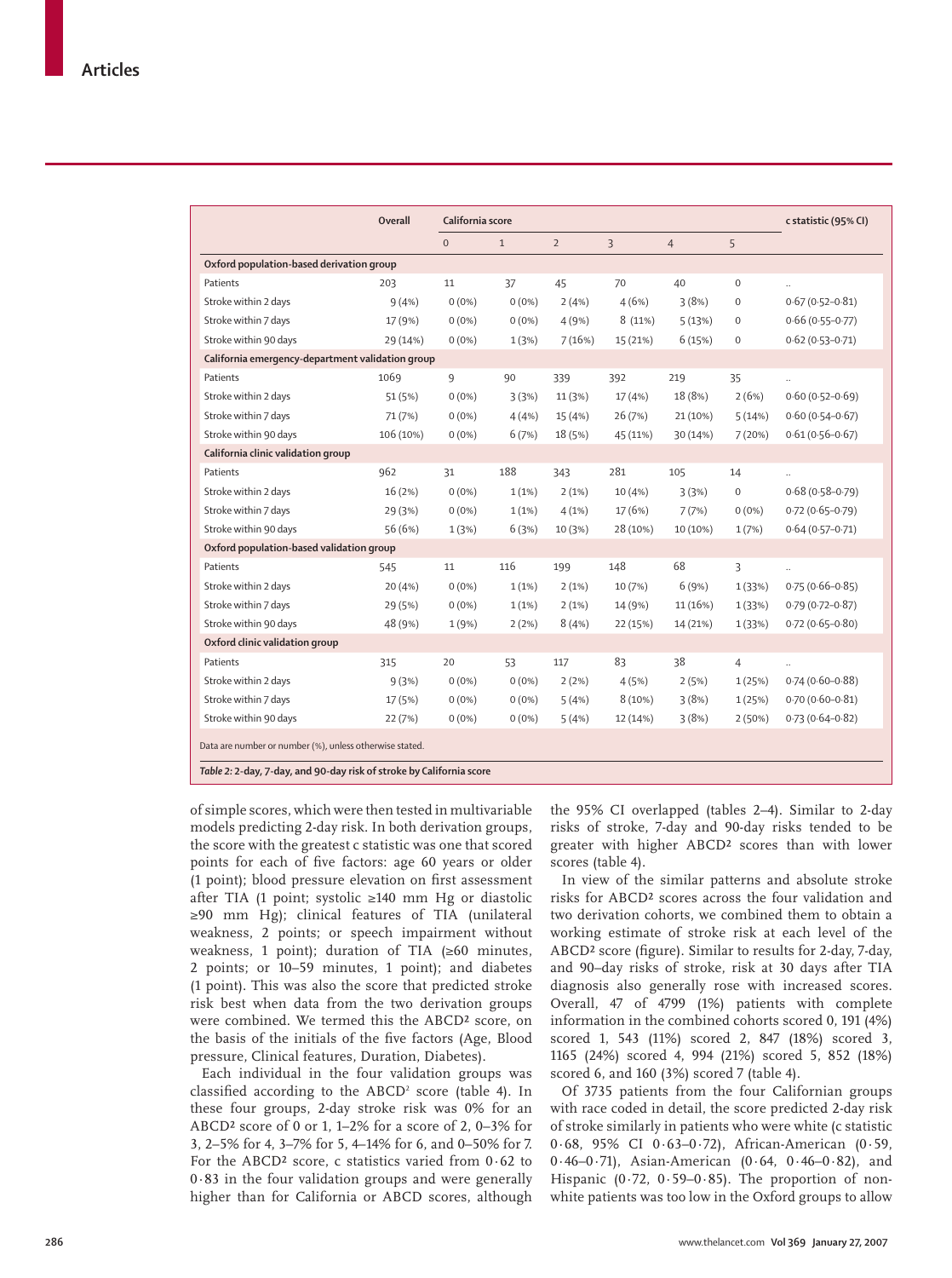| | Overall | California score | | | | | | c statistic (95% CI) |
|---|---|---|---|---|---|---|---|---|
| | | 0 | 1 | 2 | 3 | 4 | 5 | |
| **Oxford population-based derivation group** | | | | | | | | |
| Patients | 203 | 11 | 37 | 45 | 70 | 40 | 0 | .. |
| Stroke within 2 days | 9 (4%) | 0 (0%) | 0 (0%) | 2 (4%) | 4 (6%) | 3 (8%) | 0 | 0·67 (0·52–0·81) |
| Stroke within 7 days | 17 (9%) | 0 (0%) | 0 (0%) | 4 (9%) | 8 (11%) | 5 (13%) | 0 | 0·66 (0·55–0·77) |
| Stroke within 90 days | 29 (14%) | 0 (0%) | 1 (3%) | 7 (16%) | 15 (21%) | 6 (15%) | 0 | 0·62 (0·53–0·71) |
| **California emergency-department validation group** | | | | | | | | |
| Patients | 1069 | 9 | 90 | 339 | 392 | 219 | 35 | .. |
| Stroke within 2 days | 51 (5%) | 0 (0%) | 3 (3%) | 11 (3%) | 17 (4%) | 18 (8%) | 2 (6%) | 0·60 (0·52–0·69) |
| Stroke within 7 days | 71 (7%) | 0 (0%) | 4 (4%) | 15 (4%) | 26 (7%) | 21 (10%) | 5 (14%) | 0·60 (0·54–0·67) |
| Stroke within 90 days | 106 (10%) | 0 (0%) | 6 (7%) | 18 (5%) | 45 (11%) | 30 (14%) | 7 (20%) | 0·61 (0·56–0·67) |
| **California clinic validation group** | | | | | | | | |
| Patients | 962 | 31 | 188 | 343 | 281 | 105 | 14 | .. |
| Stroke within 2 days | 16 (2%) | 0 (0%) | 1 (1%) | 2 (1%) | 10 (4%) | 3 (3%) | 0 | 0·68 (0·58–0·79) |
| Stroke within 7 days | 29 (3%) | 0 (0%) | 1 (1%) | 4 (1%) | 17 (6%) | 7 (7%) | 0 (0%) | 0·72 (0·65–0·79) |
| Stroke within 90 days | 56 (6%) | 1 (3%) | 6 (3%) | 10 (3%) | 28 (10%) | 10 (10%) | 1 (7%) | 0·64 (0·57–0·71) |
| **Oxford population-based validation group** | | | | | | | | |
| Patients | 545 | 11 | 116 | 199 | 148 | 68 | 3 | .. |
| Stroke within 2 days | 20 (4%) | 0 (0%) | 1 (1%) | 2 (1%) | 10 (7%) | 6 (9%) | 1 (33%) | 0·75 (0·66–0·85) |
| Stroke within 7 days | 29 (5%) | 0 (0%) | 1 (1%) | 2 (1%) | 14 (9%) | 11 (16%) | 1 (33%) | 0·79 (0·72–0·87) |
| Stroke within 90 days | 48 (9%) | 1 (9%) | 2 (2%) | 8 (4%) | 22 (15%) | 14 (21%) | 1 (33%) | 0·72 (0·65–0·80) |
| **Oxford clinic validation group** | | | | | | | | |
| Patients | 315 | 20 | 53 | 117 | 83 | 38 | 4 | .. |
| Stroke within 2 days | 9 (3%) | 0 (0%) | 0 (0%) | 2 (2%) | 4 (5%) | 2 (5%) | 1 (25%) | 0·74 (0·60–0·88) |
| Stroke within 7 days | 17 (5%) | 0 (0%) | 0 (0%) | 5 (4%) | 8 (10%) | 3 (8%) | 1 (25%) | 0·70 (0·60–0·81) |
| Stroke within 90 days | 22 (7%) | 0 (0%) | 0 (0%) | 5 (4%) | 12 (14%) | 3 (8%) | 2 (50%) | 0·73 (0·64–0·82) |

Data are number or number (%), unless otherwise stated.

*Table 2:* **2-day, 7-day, and 90-day risk of stroke by California score**

of simple scores, which were then tested in multivariable models predicting 2-day risk. In both derivation groups, the score with the greatest c statistic was one that scored points for each of five factors: age 60 years or older (1 point); blood pressure elevation on first assessment after TIA (1 point; systolic ≥140 mm Hg or diastolic ≥90 mm Hg); clinical features of TIA (unilateral weakness, 2 points; or speech impairment without weakness, 1 point); duration of TIA (≥60 minutes, 2 points; or 10–59 minutes, 1 point); and diabetes (1 point). This was also the score that predicted stroke risk best when data from the two derivation groups were combined. We termed this the ABCD² score, on the basis of the initials of the five factors (Age, Blood pressure, Clinical features, Duration, Diabetes).

Each individual in the four validation groups was classified according to the ABCD² score (table 4). In these four groups, 2-day stroke risk was 0% for an ABCD² score of 0 or 1, 1–2% for a score of 2, 0–3% for 3, 2–5% for 4, 3–7% for 5, 4–14% for 6, and 0–50% for 7. For the ABCD² score, c statistics varied from 0·62 to 0·83 in the four validation groups and were generally higher than for California or ABCD scores, although the 95% CI overlapped (tables 2–4). Similar to 2-day risks of stroke, 7-day and 90-day risks tended to be greater with higher ABCD² scores than with lower scores (table 4).

In view of the similar patterns and absolute stroke risks for ABCD² scores across the four validation and two derivation cohorts, we combined them to obtain a working estimate of stroke risk at each level of the ABCD² score (figure). Similar to results for 2-day, 7-day, and 90–day risks of stroke, risk at 30 days after TIA diagnosis also generally rose with increased scores. Overall, 47 of 4799 (1%) patients with complete information in the combined cohorts scored 0, 191 (4%) scored 1, 543 (11%) scored 2, 847 (18%) scored 3, 1165 (24%) scored 4, 994 (21%) scored 5, 852 (18%) scored 6, and 160 (3%) scored 7 (table 4).

Of 3735 patients from the four Californian groups with race coded in detail, the score predicted 2-day risk of stroke similarly in patients who were white (c statistic 0·68, 95% CI 0·63–0·72), African-American (0·59, 0·46–0·71), Asian-American (0·64, 0·46–0·82), and Hispanic (0·72, 0·59–0·85). The proportion of non-white patients was too low in the Oxford groups to allow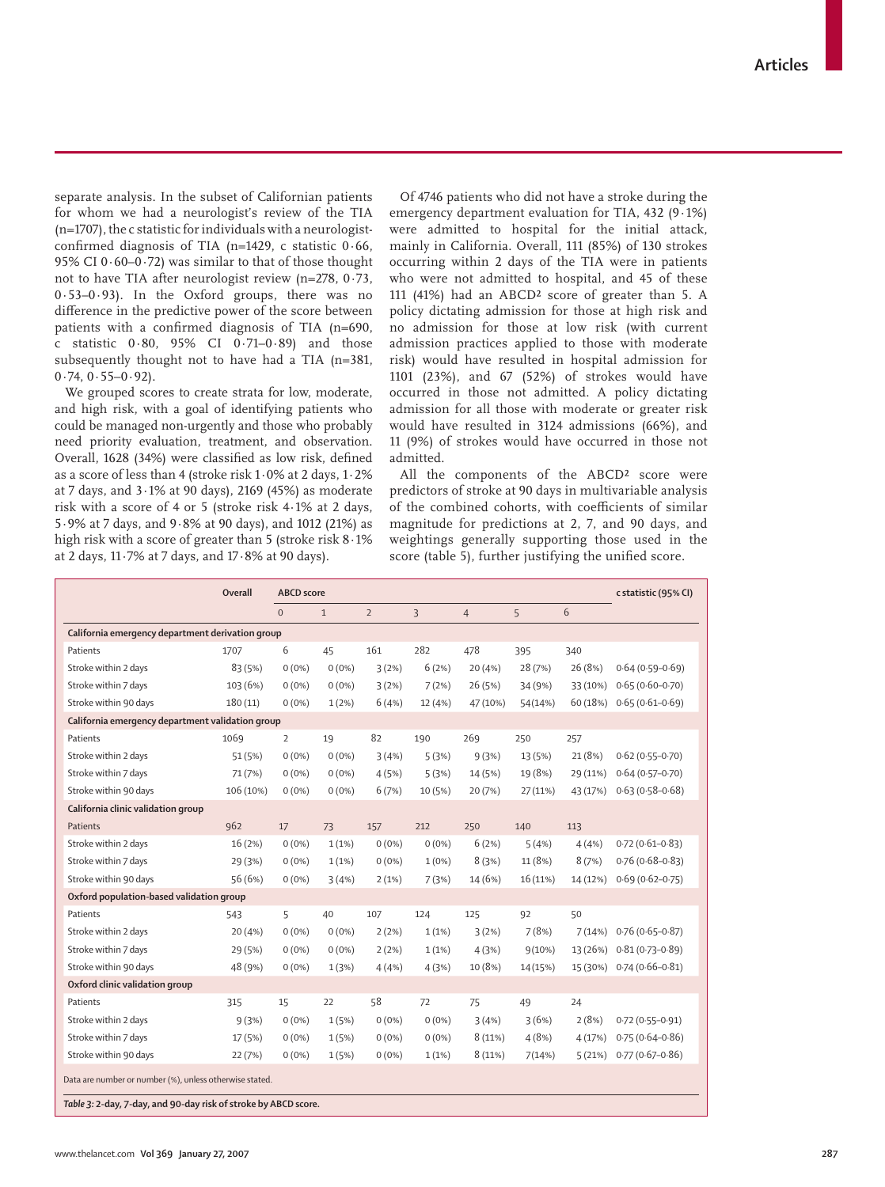separate analysis. In the subset of Californian patients for whom we had a neurologist's review of the TIA (n=1707), the c statistic for individuals with a neurologist-confirmed diagnosis of TIA (n=1429, c statistic 0·66, 95% CI 0·60–0·72) was similar to that of those thought not to have TIA after neurologist review (n=278, 0·73, 0·53–0·93). In the Oxford groups, there was no difference in the predictive power of the score between patients with a confirmed diagnosis of TIA (n=690, c statistic 0·80, 95% CI 0·71–0·89) and those subsequently thought not to have had a TIA (n=381, 0·74, 0·55–0·92).

We grouped scores to create strata for low, moderate, and high risk, with a goal of identifying patients who could be managed non-urgently and those who probably need priority evaluation, treatment, and observation. Overall, 1628 (34%) were classified as low risk, defined as a score of less than 4 (stroke risk 1·0% at 2 days, 1·2% at 7 days, and 3·1% at 90 days), 2169 (45%) as moderate risk with a score of 4 or 5 (stroke risk 4·1% at 2 days, 5·9% at 7 days, and 9·8% at 90 days), and 1012 (21%) as high risk with a score of greater than 5 (stroke risk 8·1% at 2 days, 11·7% at 7 days, and 17·8% at 90 days).

Of 4746 patients who did not have a stroke during the emergency department evaluation for TIA, 432 (9·1%) were admitted to hospital for the initial attack, mainly in California. Overall, 111 (85%) of 130 strokes occurring within 2 days of the TIA were in patients who were not admitted to hospital, and 45 of these 111 (41%) had an ABCD² score of greater than 5. A policy dictating admission for those at high risk and no admission for those at low risk (with current admission practices applied to those with moderate risk) would have resulted in hospital admission for 1101 (23%), and 67 (52%) of strokes would have occurred in those not admitted. A policy dictating admission for all those with moderate or greater risk would have resulted in 3124 admissions (66%), and 11 (9%) of strokes would have occurred in those not admitted.

All the components of the ABCD² score were predictors of stroke at 90 days in multivariable analysis of the combined cohorts, with coefficients of similar magnitude for predictions at 2, 7, and 90 days, and weightings generally supporting those used in the score (table 5), further justifying the unified score.

| | Overall | ABCD score | | | | | | | c statistic (95% CI) |
|---|---|---|---|---|---|---|---|---|---|
| | | 0 | 1 | 2 | 3 | 4 | 5 | 6 | |
| **California emergency department derivation group** | | | | | | | | | |
| Patients | 1707 | 6 | 45 | 161 | 282 | 478 | 395 | 340 | |
| Stroke within 2 days | 83 (5%) | 0 (0%) | 0 (0%) | 3 (2%) | 6 (2%) | 20 (4%) | 28 (7%) | 26 (8%) | 0·64 (0·59–0·69) |
| Stroke within 7 days | 103 (6%) | 0 (0%) | 0 (0%) | 3 (2%) | 7 (2%) | 26 (5%) | 34 (9%) | 33 (10%) | 0·65 (0·60–0·70) |
| Stroke within 90 days | 180 (11) | 0 (0%) | 1 (2%) | 6 (4%) | 12 (4%) | 47 (10%) | 54(14%) | 60 (18%) | 0·65 (0·61–0·69) |
| **California emergency department validation group** | | | | | | | | | |
| Patients | 1069 | 2 | 19 | 82 | 190 | 269 | 250 | 257 | |
| Stroke within 2 days | 51 (5%) | 0 (0%) | 0 (0%) | 3 (4%) | 5 (3%) | 9 (3%) | 13 (5%) | 21 (8%) | 0·62 (0·55–0·70) |
| Stroke within 7 days | 71 (7%) | 0 (0%) | 0 (0%) | 4 (5%) | 5 (3%) | 14 (5%) | 19 (8%) | 29 (11%) | 0·64 (0·57–0·70) |
| Stroke within 90 days | 106 (10%) | 0 (0%) | 0 (0%) | 6 (7%) | 10 (5%) | 20 (7%) | 27 (11%) | 43 (17%) | 0·63 (0·58–0·68) |
| **California clinic validation group** | | | | | | | | | |
| Patients | 962 | 17 | 73 | 157 | 212 | 250 | 140 | 113 | |
| Stroke within 2 days | 16 (2%) | 0 (0%) | 1 (1%) | 0 (0%) | 0 (0%) | 6 (2%) | 5 (4%) | 4 (4%) | 0·72 (0·61–0·83) |
| Stroke within 7 days | 29 (3%) | 0 (0%) | 1 (1%) | 0 (0%) | 1 (0%) | 8 (3%) | 11 (8%) | 8 (7%) | 0·76 (0·68–0·83) |
| Stroke within 90 days | 56 (6%) | 0 (0%) | 3 (4%) | 2 (1%) | 7 (3%) | 14 (6%) | 16 (11%) | 14 (12%) | 0·69 (0·62–0·75) |
| **Oxford population-based validation group** | | | | | | | | | |
| Patients | 543 | 5 | 40 | 107 | 124 | 125 | 92 | 50 | |
| Stroke within 2 days | 20 (4%) | 0 (0%) | 0 (0%) | 2 (2%) | 1 (1%) | 3 (2%) | 7 (8%) | 7 (14%) | 0·76 (0·65–0·87) |
| Stroke within 7 days | 29 (5%) | 0 (0%) | 0 (0%) | 2 (2%) | 1 (1%) | 4 (3%) | 9(10%) | 13 (26%) | 0·81 (0·73–0·89) |
| Stroke within 90 days | 48 (9%) | 0 (0%) | 1 (3%) | 4 (4%) | 4 (3%) | 10 (8%) | 14 (15%) | 15 (30%) | 0·74 (0·66–0·81) |
| **Oxford clinic validation group** | | | | | | | | | |
| Patients | 315 | 15 | 22 | 58 | 72 | 75 | 49 | 24 | |
| Stroke within 2 days | 9 (3%) | 0 (0%) | 1 (5%) | 0 (0%) | 0 (0%) | 3 (4%) | 3 (6%) | 2 (8%) | 0·72 (0·55–0·91) |
| Stroke within 7 days | 17 (5%) | 0 (0%) | 1 (5%) | 0 (0%) | 0 (0%) | 8 (11%) | 4 (8%) | 4 (17%) | 0·75 (0·64–0·86) |
| Stroke within 90 days | 22 (7%) | 0 (0%) | 1 (5%) | 0 (0%) | 1 (1%) | 8 (11%) | 7(14%) | 5 (21%) | 0·77 (0·67–0·86) |

Data are number or number (%), unless otherwise stated.

*Table 3:* **2-day, 7-day, and 90-day risk of stroke by ABCD score.**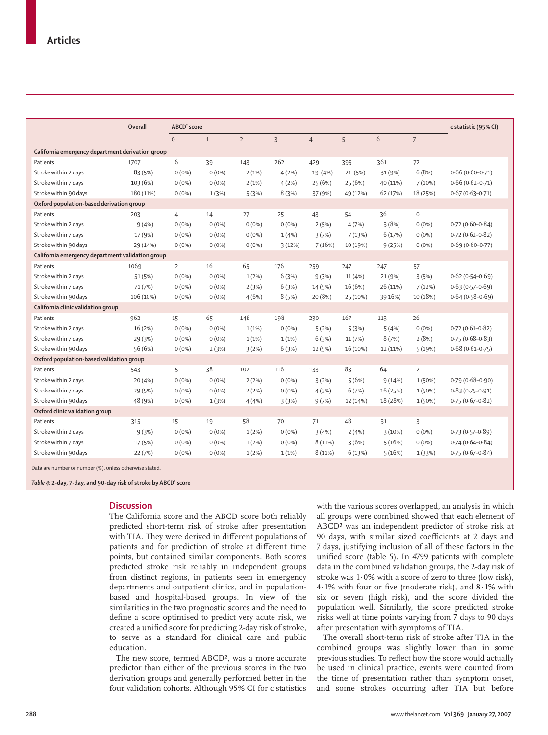| | Overall | ABCD² score | | | | | | | | c statistic (95% CI) |
|---|---|---|---|---|---|---|---|---|---|---|
| | | 0 | 1 | 2 | 3 | 4 | 5 | 6 | 7 | |
| **California emergency department derivation group** | | | | | | | | | | |
| Patients | 1707 | 6 | 39 | 143 | 262 | 429 | 395 | 361 | 72 | |
| Stroke within 2 days | 83 (5%) | 0 (0%) | 0 (0%) | 2 (1%) | 4 (2%) | 19 (4%) | 21 (5%) | 31 (9%) | 6 (8%) | 0·66 (0·60–0·71) |
| Stroke within 7 days | 103 (6%) | 0 (0%) | 0 (0%) | 2 (1%) | 4 (2%) | 25 (6%) | 25 (6%) | 40 (11%) | 7 (10%) | 0·66 (0·62–0·71) |
| Stroke within 90 days | 180 (11%) | 0 (0%) | 1 (3%) | 5 (3%) | 8 (3%) | 37 (9%) | 49 (12%) | 62 (17%) | 18 (25%) | 0·67 (0·63–0·71) |
| **Oxford population-based derivation group** | | | | | | | | | | |
| Patients | 203 | 4 | 14 | 27 | 25 | 43 | 54 | 36 | 0 | |
| Stroke within 2 days | 9 (4%) | 0 (0%) | 0 (0%) | 0 (0%) | 0 (0%) | 2 (5%) | 4 (7%) | 3 (8%) | 0 (0%) | 0·72 (0·60–0·84) |
| Stroke within 7 days | 17 (9%) | 0 (0%) | 0 (0%) | 0 (0%) | 1 (4%) | 3 (7%) | 7 (13%) | 6 (17%) | 0 (0%) | 0·72 (0·62–0·82) |
| Stroke within 90 days | 29 (14%) | 0 (0%) | 0 (0%) | 0 (0%) | 3 (12%) | 7 (16%) | 10 (19%) | 9 (25%) | 0 (0%) | 0·69 (0·60–0·77) |
| **California emergency department validation group** | | | | | | | | | | |
| Patients | 1069 | 2 | 16 | 65 | 176 | 259 | 247 | 247 | 57 | |
| Stroke within 2 days | 51 (5%) | 0 (0%) | 0 (0%) | 1 (2%) | 6 (3%) | 9 (3%) | 11 (4%) | 21 (9%) | 3 (5%) | 0·62 (0·54–0·69) |
| Stroke within 7 days | 71 (7%) | 0 (0%) | 0 (0%) | 2 (3%) | 6 (3%) | 14 (5%) | 16 (6%) | 26 (11%) | 7 (12%) | 0·63 (0·57–0·69) |
| Stroke within 90 days | 106 (10%) | 0 (0%) | 0 (0%) | 4 (6%) | 8 (5%) | 20 (8%) | 25 (10%) | 39 16%) | 10 (18%) | 0·64 (0·58–0·69) |
| **California clinic validation group** | | | | | | | | | | |
| Patients | 962 | 15 | 65 | 148 | 198 | 230 | 167 | 113 | 26 | |
| Stroke within 2 days | 16 (2%) | 0 (0%) | 0 (0%) | 1 (1%) | 0 (0%) | 5 (2%) | 5 (3%) | 5 (4%) | 0 (0%) | 0·72 (0·61–0·82) |
| Stroke within 7 days | 29 (3%) | 0 (0%) | 0 (0%) | 1 (1%) | 1 (1%) | 6 (3%) | 11 (7%) | 8 (7%) | 2 (8%) | 0·75 (0·68–0·83) |
| Stroke within 90 days | 56 (6%) | 0 (0%) | 2 (3%) | 3 (2%) | 6 (3%) | 12 (5%) | 16 (10%) | 12 (11%) | 5 (19%) | 0·68 (0·61–0·75) |
| **Oxford population-based validation group** | | | | | | | | | | |
| Patients | 543 | 5 | 38 | 102 | 116 | 133 | 83 | 64 | 2 | |
| Stroke within 2 days | 20 (4%) | 0 (0%) | 0 (0%) | 2 (2%) | 0 (0%) | 3 (2%) | 5 (6%) | 9 (14%) | 1 (50%) | 0·79 (0·68–0·90) |
| Stroke within 7 days | 29 (5%) | 0 (0%) | 0 (0%) | 2 (2%) | 0 (0%) | 4 (3%) | 6 (7%) | 16 (25%) | 1 (50%) | 0·83 (0·75–0·91) |
| Stroke within 90 days | 48 (9%) | 0 (0%) | 1 (3%) | 4 (4%) | 3 (3%) | 9 (7%) | 12 (14%) | 18 (28%) | 1 (50%) | 0·75 (0·67–0·82) |
| **Oxford clinic validation group** | | | | | | | | | | |
| Patients | 315 | 15 | 19 | 58 | 70 | 71 | 48 | 31 | 3 | |
| Stroke within 2 days | 9 (3%) | 0 (0%) | 0 (0%) | 1 (2%) | 0 (0%) | 3 (4%) | 2 (4%) | 3 (10%) | 0 (0%) | 0·73 (0·57–0·89) |
| Stroke within 7 days | 17 (5%) | 0 (0%) | 0 (0%) | 1 (2%) | 0 (0%) | 8 (11%) | 3 (6%) | 5 (16%) | 0 (0%) | 0·74 (0·64–0·84) |
| Stroke within 90 days | 22 (7%) | 0 (0%) | 0 (0%) | 1 (2%) | 1 (1%) | 8 (11%) | 6 (13%) | 5 (16%) | 1 (33%) | 0·75 (0·67–0·84) |

Data are number or number (%), unless otherwise stated.

*Table 4:* **2-day, 7-day, and 90-day risk of stroke by ABCD² score**

## Discussion

The California score and the ABCD score both reliably predicted short-term risk of stroke after presentation with TIA. They were derived in different populations of patients and for prediction of stroke at different time points, but contained similar components. Both scores predicted stroke risk reliably in independent groups from distinct regions, in patients seen in emergency departments and outpatient clinics, and in population-based and hospital-based groups. In view of the similarities in the two prognostic scores and the need to define a score optimised to predict very acute risk, we created a unified score for predicting 2-day risk of stroke, to serve as a standard for clinical care and public education.

The new score, termed ABCD², was a more accurate predictor than either of the previous scores in the two derivation groups and generally performed better in the four validation cohorts. Although 95% CI for c statistics with the various scores overlapped, an analysis in which all groups were combined showed that each element of ABCD² was an independent predictor of stroke risk at 90 days, with similar sized coefficients at 2 days and 7 days, justifying inclusion of all of these factors in the unified score (table 5). In 4799 patients with complete data in the combined validation groups, the 2-day risk of stroke was 1·0% with a score of zero to three (low risk), 4·1% with four or five (moderate risk), and 8·1% with six or seven (high risk), and the score divided the population well. Similarly, the score predicted stroke risks well at time points varying from 7 days to 90 days after presentation with symptoms of TIA.

The overall short-term risk of stroke after TIA in the combined groups was slightly lower than in some previous studies. To reflect how the score would actually be used in clinical practice, events were counted from the time of presentation rather than symptom onset, and some strokes occurring after TIA but before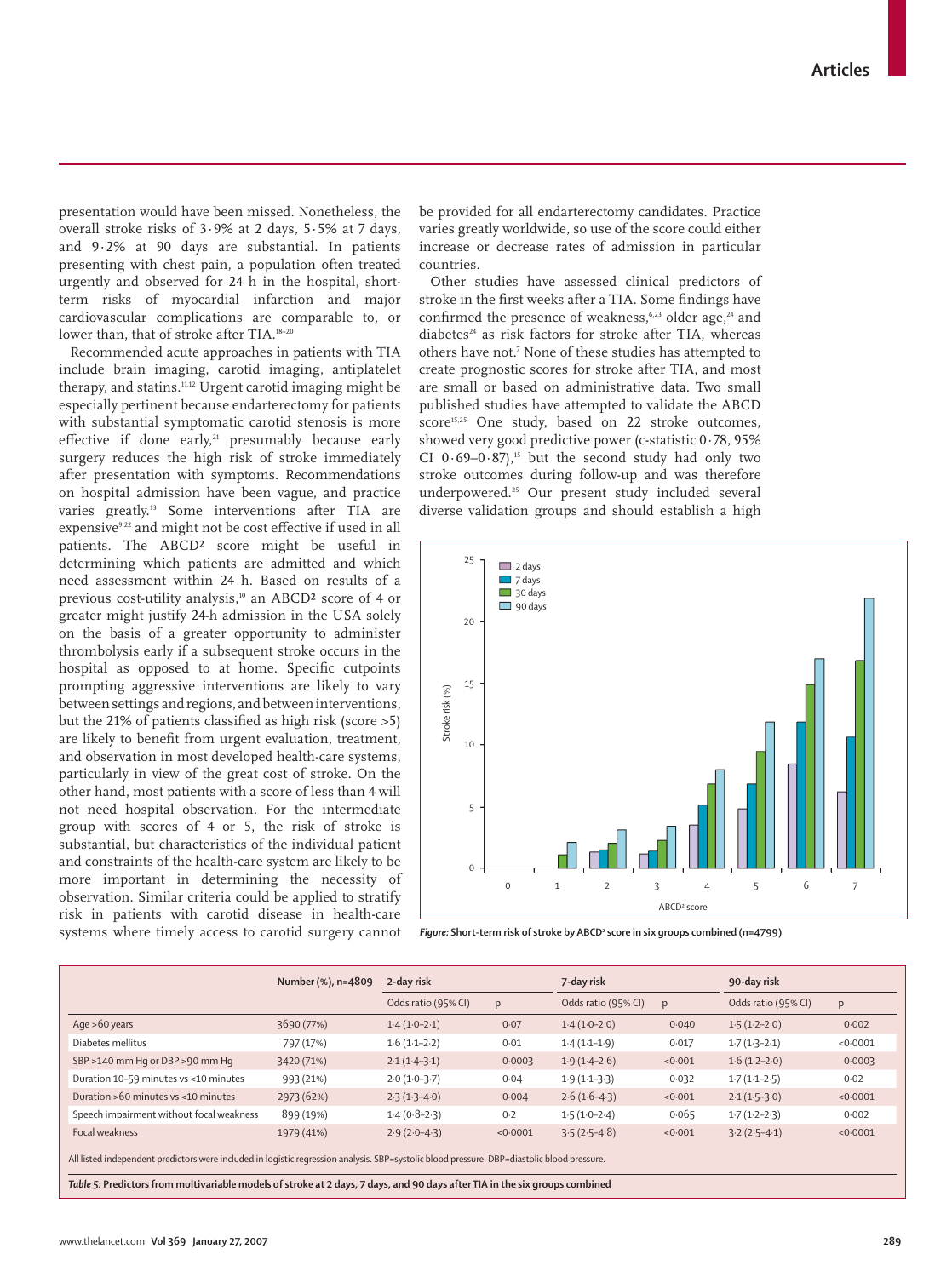presentation would have been missed. Nonetheless, the overall stroke risks of 3·9% at 2 days, 5·5% at 7 days, and 9·2% at 90 days are substantial. In patients presenting with chest pain, a population often treated urgently and observed for 24 h in the hospital, short-term risks of myocardial infarction and major cardiovascular complications are comparable to, or lower than, that of stroke after TIA.[18–20]

Recommended acute approaches in patients with TIA include brain imaging, carotid imaging, antiplatelet therapy, and statins.[11,12] Urgent carotid imaging might be especially pertinent because endarterectomy for patients with substantial symptomatic carotid stenosis is more effective if done early,[21] presumably because early surgery reduces the high risk of stroke immediately after presentation with symptoms. Recommendations on hospital admission have been vague, and practice varies greatly.[13] Some interventions after TIA are expensive[9,22] and might not be cost effective if used in all patients. The ABCD² score might be useful in determining which patients are admitted and which need assessment within 24 h. Based on results of a previous cost-utility analysis,[10] an ABCD² score of 4 or greater might justify 24-h admission in the USA solely on the basis of a greater opportunity to administer thrombolysis early if a subsequent stroke occurs in the hospital as opposed to at home. Specific cutpoints prompting aggressive interventions are likely to vary between settings and regions, and between interventions, but the 21% of patients classified as high risk (score >5) are likely to benefit from urgent evaluation, treatment, and observation in most developed health-care systems, particularly in view of the great cost of stroke. On the other hand, most patients with a score of less than 4 will not need hospital observation. For the intermediate group with scores of 4 or 5, the risk of stroke is substantial, but characteristics of the individual patient and constraints of the health-care system are likely to be more important in determining the necessity of observation. Similar criteria could be applied to stratify risk in patients with carotid disease in health-care systems where timely access to carotid surgery cannot be provided for all endarterectomy candidates. Practice varies greatly worldwide, so use of the score could either increase or decrease rates of admission in particular countries.

Other studies have assessed clinical predictors of stroke in the first weeks after a TIA. Some findings have confirmed the presence of weakness,[6,23] older age,[24] and diabetes[24] as risk factors for stroke after TIA, whereas others have not.[7] None of these studies has attempted to create prognostic scores for stroke after TIA, and most are small or based on administrative data. Two small published studies have attempted to validate the ABCD score[15,25] One study, based on 22 stroke outcomes, showed very good predictive power (c-statistic 0·78, 95% CI 0·69–0·87),[15] but the second study had only two stroke outcomes during follow-up and was therefore underpowered.[25] Our present study included several diverse validation groups and should establish a high

*Figure:* **Short-term risk of stroke by ABCD² score in six groups combined (n=4799)**

| | Number (%), n=4809 | 2-day risk | | 7-day risk | | 90-day risk | |
|---|---|---|---|---|---|---|---|
| | | Odds ratio (95% CI) | p | Odds ratio (95% CI) | p | Odds ratio (95% CI) | p |
| Age >60 years | 3690 (77%) | 1·4 (1·0–2·1) | 0·07 | 1·4 (1·0–2·0) | 0·040 | 1·5 (1·2–2·0) | 0·002 |
| Diabetes mellitus | 797 (17%) | 1·6 (1·1–2·2) | 0·01 | 1·4 (1·1–1·9) | 0·017 | 1·7 (1·3–2·1) | <0·0001 |
| SBP >140 mm Hg or DBP >90 mm Hg | 3420 (71%) | 2·1 (1·4–3·1) | 0·0003 | 1·9 (1·4–2·6) | <0·001 | 1·6 (1·2–2·0) | 0·0003 |
| Duration 10–59 minutes vs <10 minutes | 993 (21%) | 2·0 (1·0–3·7) | 0·04 | 1·9 (1·1–3·3) | 0·032 | 1·7 (1·1–2·5) | 0·02 |
| Duration >60 minutes vs <10 minutes | 2973 (62%) | 2·3 (1·3–4·0) | 0·004 | 2·6 (1·6–4·3) | <0·001 | 2·1 (1·5–3·0) | <0·0001 |
| Speech impairment without focal weakness | 899 (19%) | 1·4 (0·8–2·3) | 0·2 | 1·5 (1·0–2·4) | 0·065 | 1·7 (1·2–2·3) | 0·002 |
| Focal weakness | 1979 (41%) | 2·9 (2·0–4·3) | <0·0001 | 3·5 (2·5–4·8) | <0·001 | 3·2 (2·5–4·1) | <0·0001 |

All listed independent predictors were included in logistic regression analysis. SBP=systolic blood pressure. DBP=diastolic blood pressure.

*Table 5:* **Predictors from multivariable models of stroke at 2 days, 7 days, and 90 days after TIA in the six groups combined**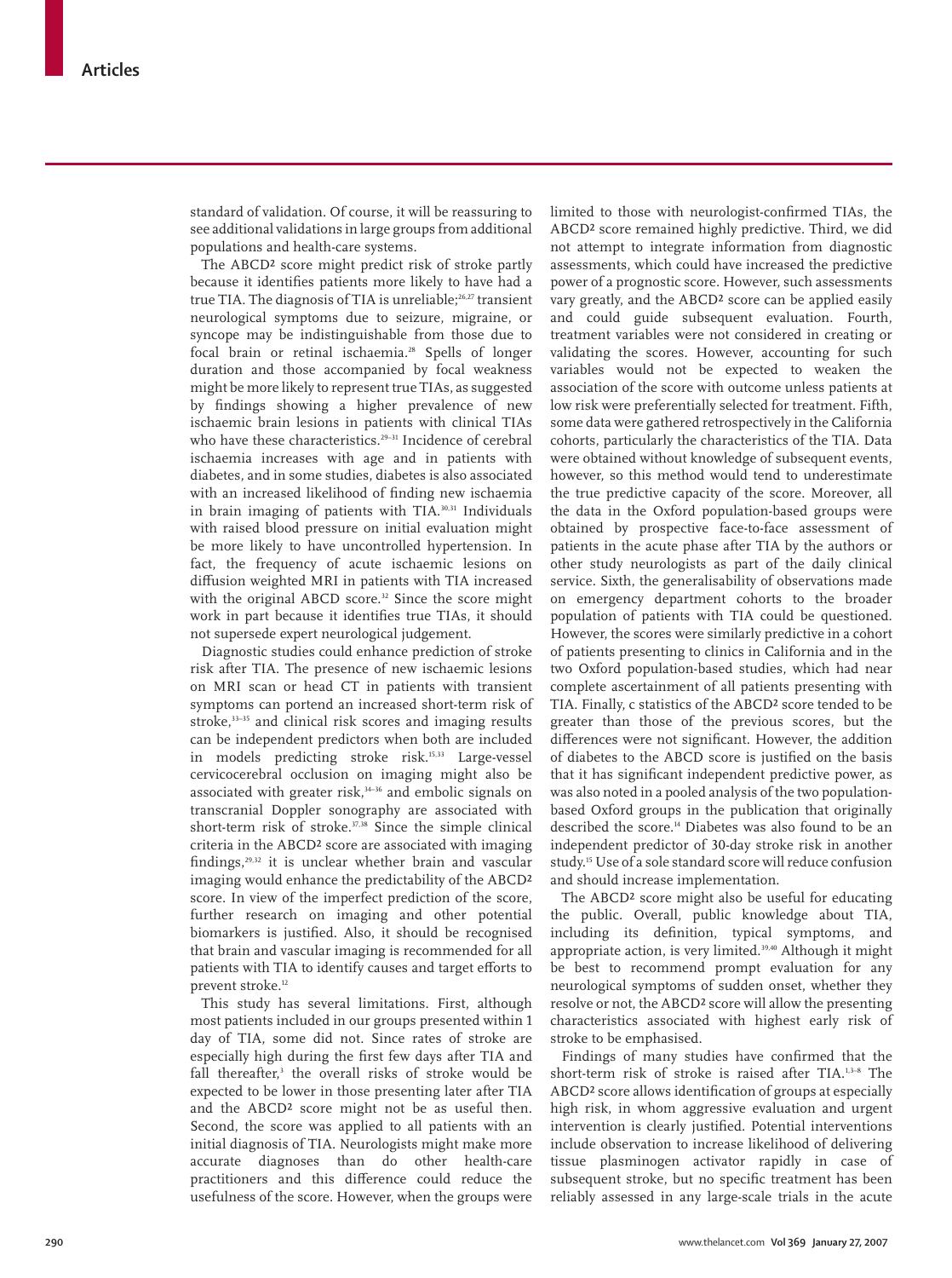standard of validation. Of course, it will be reassuring to see additional validations in large groups from additional populations and health-care systems.

The ABCD² score might predict risk of stroke partly because it identifies patients more likely to have had a true TIA. The diagnosis of TIA is unreliable;[26,27] transient neurological symptoms due to seizure, migraine, or syncope may be indistinguishable from those due to focal brain or retinal ischaemia.[28] Spells of longer duration and those accompanied by focal weakness might be more likely to represent true TIAs, as suggested by findings showing a higher prevalence of new ischaemic brain lesions in patients with clinical TIAs who have these characteristics.[29–31] Incidence of cerebral ischaemia increases with age and in patients with diabetes, and in some studies, diabetes is also associated with an increased likelihood of finding new ischaemia in brain imaging of patients with TIA.[30,31] Individuals with raised blood pressure on initial evaluation might be more likely to have uncontrolled hypertension. In fact, the frequency of acute ischaemic lesions on diffusion weighted MRI in patients with TIA increased with the original ABCD score.[32] Since the score might work in part because it identifies true TIAs, it should not supersede expert neurological judgement.

Diagnostic studies could enhance prediction of stroke risk after TIA. The presence of new ischaemic lesions on MRI scan or head CT in patients with transient symptoms can portend an increased short-term risk of stroke,[33–35] and clinical risk scores and imaging results can be independent predictors when both are included in models predicting stroke risk.[15,33] Large-vessel cervicocerebral occlusion on imaging might also be associated with greater risk,[34–36] and embolic signals on transcranial Doppler sonography are associated with short-term risk of stroke.[37,38] Since the simple clinical criteria in the ABCD² score are associated with imaging findings,[29,32] it is unclear whether brain and vascular imaging would enhance the predictability of the ABCD² score. In view of the imperfect prediction of the score, further research on imaging and other potential biomarkers is justified. Also, it should be recognised that brain and vascular imaging is recommended for all patients with TIA to identify causes and target efforts to prevent stroke.[12]

This study has several limitations. First, although most patients included in our groups presented within 1 day of TIA, some did not. Since rates of stroke are especially high during the first few days after TIA and fall thereafter,[3] the overall risks of stroke would be expected to be lower in those presenting later after TIA and the ABCD² score might not be as useful then. Second, the score was applied to all patients with an initial diagnosis of TIA. Neurologists might make more accurate diagnoses than do other health-care practitioners and this difference could reduce the usefulness of the score. However, when the groups were limited to those with neurologist-confirmed TIAs, the ABCD² score remained highly predictive. Third, we did not attempt to integrate information from diagnostic assessments, which could have increased the predictive power of a prognostic score. However, such assessments vary greatly, and the ABCD² score can be applied easily and could guide subsequent evaluation. Fourth, treatment variables were not considered in creating or validating the scores. However, accounting for such variables would not be expected to weaken the association of the score with outcome unless patients at low risk were preferentially selected for treatment. Fifth, some data were gathered retrospectively in the California cohorts, particularly the characteristics of the TIA. Data were obtained without knowledge of subsequent events, however, so this method would tend to underestimate the true predictive capacity of the score. Moreover, all the data in the Oxford population-based groups were obtained by prospective face-to-face assessment of patients in the acute phase after TIA by the authors or other study neurologists as part of the daily clinical service. Sixth, the generalisability of observations made on emergency department cohorts to the broader population of patients with TIA could be questioned. However, the scores were similarly predictive in a cohort of patients presenting to clinics in California and in the two Oxford population-based studies, which had near complete ascertainment of all patients presenting with TIA. Finally, c statistics of the ABCD² score tended to be greater than those of the previous scores, but the differences were not significant. However, the addition of diabetes to the ABCD score is justified on the basis that it has significant independent predictive power, as was also noted in a pooled analysis of the two population-based Oxford groups in the publication that originally described the score.[14] Diabetes was also found to be an independent predictor of 30-day stroke risk in another study.[15] Use of a sole standard score will reduce confusion and should increase implementation.

The ABCD² score might also be useful for educating the public. Overall, public knowledge about TIA, including its definition, typical symptoms, and appropriate action, is very limited.[39,40] Although it might be best to recommend prompt evaluation for any neurological symptoms of sudden onset, whether they resolve or not, the ABCD² score will allow the presenting characteristics associated with highest early risk of stroke to be emphasised.

Findings of many studies have confirmed that the short-term risk of stroke is raised after TIA.[1,3–8] The ABCD² score allows identification of groups at especially high risk, in whom aggressive evaluation and urgent intervention is clearly justified. Potential interventions include observation to increase likelihood of delivering tissue plasminogen activator rapidly in case of subsequent stroke, but no specific treatment has been reliably assessed in any large-scale trials in the acute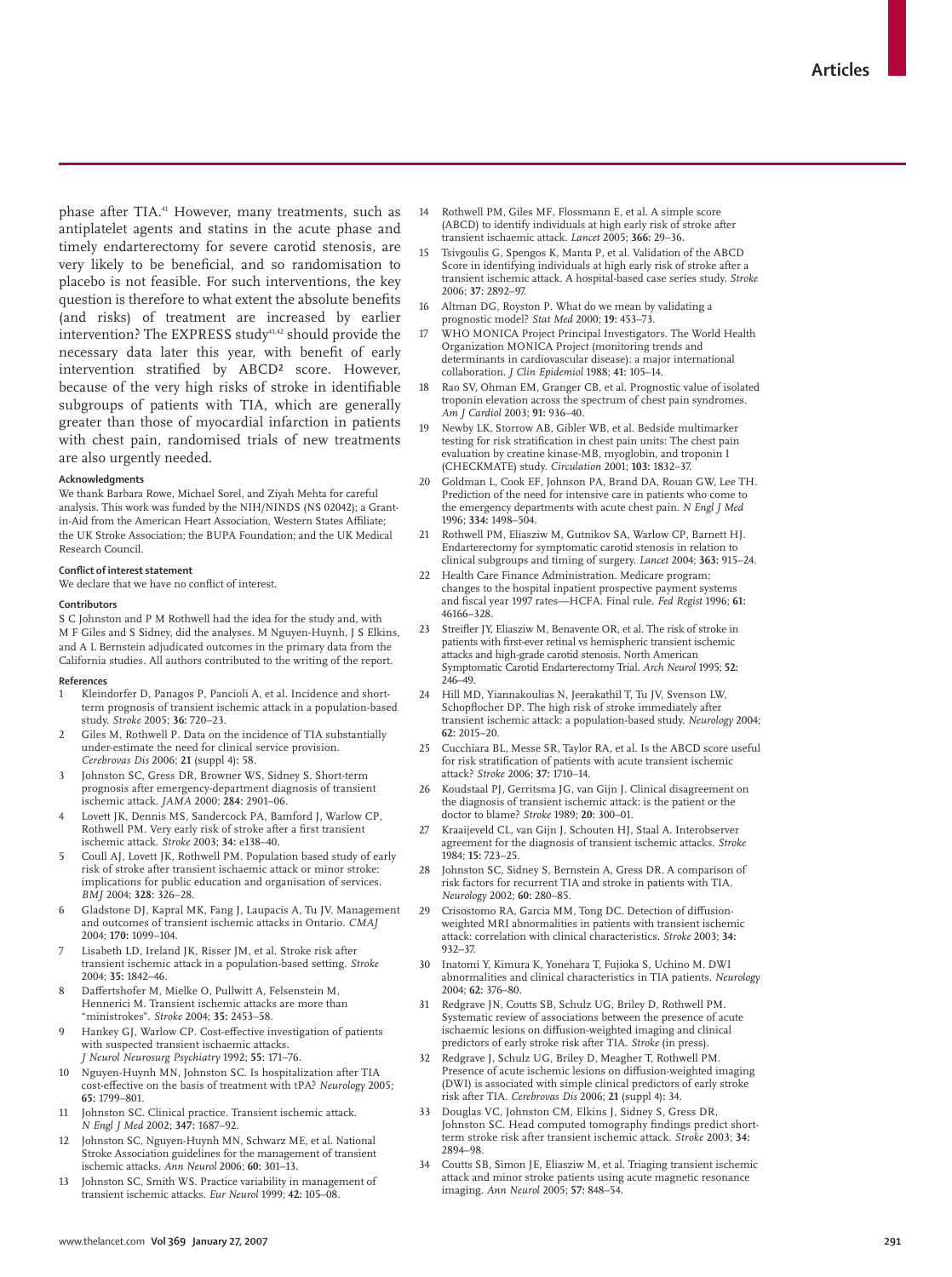phase after TIA.[41] However, many treatments, such as antiplatelet agents and statins in the acute phase and timely endarterectomy for severe carotid stenosis, are very likely to be beneficial, and so randomisation to placebo is not feasible. For such interventions, the key question is therefore to what extent the absolute benefits (and risks) of treatment are increased by earlier intervention? The EXPRESS study[41,42] should provide the necessary data later this year, with benefit of early intervention stratified by ABCD² score. However, because of the very high risks of stroke in identifiable subgroups of patients with TIA, which are generally greater than those of myocardial infarction in patients with chest pain, randomised trials of new treatments are also urgently needed.

#### Acknowledgments

We thank Barbara Rowe, Michael Sorel, and Ziyah Mehta for careful analysis. This work was funded by the NIH/NINDS (NS 02042); a Grant-in-Aid from the American Heart Association, Western States Affiliate; the UK Stroke Association; the BUPA Foundation; and the UK Medical Research Council.

#### Conflict of interest statement

We declare that we have no conflict of interest.

#### Contributors

S C Johnston and P M Rothwell had the idea for the study and, with M F Giles and S Sidney, did the analyses. M Nguyen-Huynh, J S Elkins, and A L Bernstein adjudicated outcomes in the primary data from the California studies. All authors contributed to the writing of the report.

#### References

1. Kleindorfer D, Panagos P, Pancioli A, et al. Incidence and short-term prognosis of transient ischemic attack in a population-based study. *Stroke* 2005; **36:** 720–23.
2. Giles M, Rothwell P. Data on the incidence of TIA substantially under-estimate the need for clinical service provision. *Cerebrovas Dis* 2006; **21** (suppl 4)**:** 58.
3. Johnston SC, Gress DR, Browner WS, Sidney S. Short-term prognosis after emergency-department diagnosis of transient ischemic attack. *JAMA* 2000; **284:** 2901–06.
4. Lovett JK, Dennis MS, Sandercock PA, Bamford J, Warlow CP, Rothwell PM. Very early risk of stroke after a first transient ischemic attack. *Stroke* 2003; **34:** e138–40.
5. Coull AJ, Lovett JK, Rothwell PM. Population based study of early risk of stroke after transient ischaemic attack or minor stroke: implications for public education and organisation of services. *BMJ* 2004; **328:** 326–28.
6. Gladstone DJ, Kapral MK, Fang J, Laupacis A, Tu JV. Management and outcomes of transient ischemic attacks in Ontario. *CMAJ* 2004; **170:** 1099–104.
7. Lisabeth LD, Ireland JK, Risser JM, et al. Stroke risk after transient ischemic attack in a population-based setting. *Stroke* 2004; **35:** 1842–46.
8. Daffertshofer M, Mielke O, Pullwitt A, Felsenstein M, Hennerici M. Transient ischemic attacks are more than "ministrokes". *Stroke* 2004; **35:** 2453–58.
9. Hankey GJ, Warlow CP. Cost-effective investigation of patients with suspected transient ischaemic attacks. *J Neurol Neurosurg Psychiatry* 1992; **55:** 171–76.
10. Nguyen-Huynh MN, Johnston SC. Is hospitalization after TIA cost-effective on the basis of treatment with tPA? *Neurology* 2005; **65:** 1799–801.
11. Johnston SC. Clinical practice. Transient ischemic attack. *N Engl J Med* 2002; **347:** 1687–92.
12. Johnston SC, Nguyen-Huynh MN, Schwarz ME, et al. National Stroke Association guidelines for the management of transient ischemic attacks. *Ann Neurol* 2006; **60:** 301–13.
13. Johnston SC, Smith WS. Practice variability in management of transient ischemic attacks. *Eur Neurol* 1999; **42:** 105–08.
14. Rothwell PM, Giles MF, Flossmann E, et al. A simple score (ABCD) to identify individuals at high early risk of stroke after transient ischaemic attack. *Lancet* 2005; **366:** 29–36.
15. Tsivgoulis G, Spengos K, Manta P, et al. Validation of the ABCD Score in identifying individuals at high early risk of stroke after a transient ischemic attack. A hospital-based case series study. *Stroke* 2006; **37:** 2892–97.
16. Altman DG, Royston P. What do we mean by validating a prognostic model? *Stat Med* 2000; **19:** 453–73.
17. WHO MONICA Project Principal Investigators. The World Health Organization MONICA Project (monitoring trends and determinants in cardiovascular disease): a major international collaboration. *J Clin Epidemiol* 1988; **41:** 105–14.
18. Rao SV, Ohman EM, Granger CB, et al. Prognostic value of isolated troponin elevation across the spectrum of chest pain syndromes. *Am J Cardiol* 2003; **91:** 936–40.
19. Newby LK, Storrow AB, Gibler WB, et al. Bedside multimarker testing for risk stratification in chest pain units: The chest pain evaluation by creatine kinase-MB, myoglobin, and troponin I (CHECKMATE) study. *Circulation* 2001; **103:** 1832–37.
20. Goldman L, Cook EF, Johnson PA, Brand DA, Rouan GW, Lee TH. Prediction of the need for intensive care in patients who come to the emergency departments with acute chest pain. *N Engl J Med* 1996; **334:** 1498–504.
21. Rothwell PM, Eliasziw M, Gutnikov SA, Warlow CP, Barnett HJ. Endarterectomy for symptomatic carotid stenosis in relation to clinical subgroups and timing of surgery. *Lancet* 2004; **363:** 915–24.
22. Health Care Finance Administration. Medicare program; changes to the hospital inpatient prospective payment systems and fiscal year 1997 rates—HCFA. Final rule. *Fed Regist* 1996; **61:** 46166–328.
23. Streifler JY, Eliasziw M, Benavente OR, et al. The risk of stroke in patients with first-ever retinal vs hemispheric transient ischemic attacks and high-grade carotid stenosis. North American Symptomatic Carotid Endarterectomy Trial. *Arch Neurol* 1995; **52:** 246–49.
24. Hill MD, Yiannakoulias N, Jeerakathil T, Tu JV, Svenson LW, Schopflocher DP. The high risk of stroke immediately after transient ischemic attack: a population-based study. *Neurology* 2004; **62:** 2015–20.
25. Cucchiara BL, Messe SR, Taylor RA, et al. Is the ABCD score useful for risk stratification of patients with acute transient ischemic attack? *Stroke* 2006; **37:** 1710–14.
26. Koudstaal PJ, Gerritsma JG, van Gijn J. Clinical disagreement on the diagnosis of transient ischemic attack: is the patient or the doctor to blame? *Stroke* 1989; **20:** 300–01.
27. Kraaijeveld CL, van Gijn J, Schouten HJ, Staal A. Interobserver agreement for the diagnosis of transient ischemic attacks. *Stroke* 1984; **15:** 723–25.
28. Johnston SC, Sidney S, Bernstein A, Gress DR. A comparison of risk factors for recurrent TIA and stroke in patients with TIA. *Neurology* 2002; **60:** 280–85.
29. Crisostomo RA, Garcia MM, Tong DC. Detection of diffusion-weighted MRI abnormalities in patients with transient ischemic attack: correlation with clinical characteristics. *Stroke* 2003; **34:** 932–37.
30. Inatomi Y, Kimura K, Yonehara T, Fujioka S, Uchino M. DWI abnormalities and clinical characteristics in TIA patients. *Neurology* 2004; **62:** 376–80.
31. Redgrave JN, Coutts SB, Schulz UG, Briley D, Rothwell PM. Systematic review of associations between the presence of acute ischaemic lesions on diffusion-weighted imaging and clinical predictors of early stroke risk after TIA. *Stroke* (in press).
32. Redgrave J, Schulz UG, Briley D, Meagher T, Rothwell PM. Presence of acute ischemic lesions on diffusion-weighted imaging (DWI) is associated with simple clinical predictors of early stroke risk after TIA. *Cerebrovas Dis* 2006; **21** (suppl 4)**:** 34.
33. Douglas VC, Johnston CM, Elkins J, Sidney S, Gress DR, Johnston SC. Head computed tomography findings predict short-term stroke risk after transient ischemic attack. *Stroke* 2003; **34:** 2894–98.
34. Coutts SB, Simon JE, Eliasziw M, et al. Triaging transient ischemic attack and minor stroke patients using acute magnetic resonance imaging. *Ann Neurol* 2005; **57:** 848–54.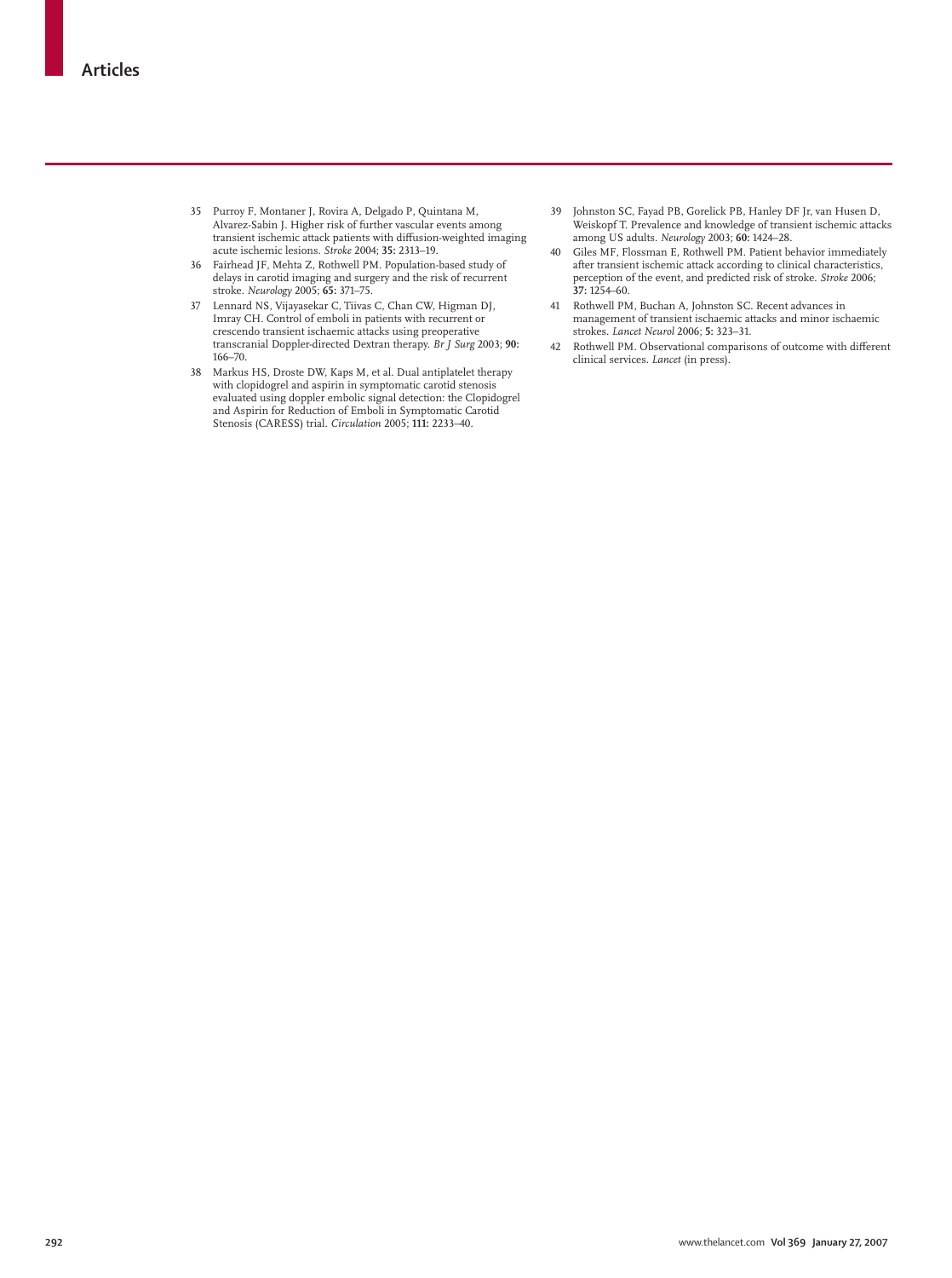35 Purroy F, Montaner J, Rovira A, Delgado P, Quintana M, Alvarez-Sabin J. Higher risk of further vascular events among transient ischemic attack patients with diffusion-weighted imaging acute ischemic lesions. *Stroke* 2004; **35:** 2313–19.

36 Fairhead JF, Mehta Z, Rothwell PM. Population-based study of delays in carotid imaging and surgery and the risk of recurrent stroke. *Neurology* 2005; **65:** 371–75.

37 Lennard NS, Vijayasekar C, Tiivas C, Chan CW, Higman DJ, Imray CH. Control of emboli in patients with recurrent or crescendo transient ischaemic attacks using preoperative transcranial Doppler-directed Dextran therapy. *Br J Surg* 2003; **90:** 166–70.

38 Markus HS, Droste DW, Kaps M, et al. Dual antiplatelet therapy with clopidogrel and aspirin in symptomatic carotid stenosis evaluated using doppler embolic signal detection: the Clopidogrel and Aspirin for Reduction of Emboli in Symptomatic Carotid Stenosis (CARESS) trial. *Circulation* 2005; **111:** 2233–40.

39 Johnston SC, Fayad PB, Gorelick PB, Hanley DF Jr, van Husen D, Weiskopf T. Prevalence and knowledge of transient ischemic attacks among US adults. *Neurology* 2003; **60:** 1424–28.

40 Giles MF, Flossman E, Rothwell PM. Patient behavior immediately after transient ischemic attack according to clinical characteristics, perception of the event, and predicted risk of stroke. *Stroke* 2006; **37:** 1254–60.

41 Rothwell PM, Buchan A, Johnston SC. Recent advances in management of transient ischaemic attacks and minor ischaemic strokes. *Lancet Neurol* 2006; **5:** 323–31.

42 Rothwell PM. Observational comparisons of outcome with different clinical services. *Lancet* (in press).